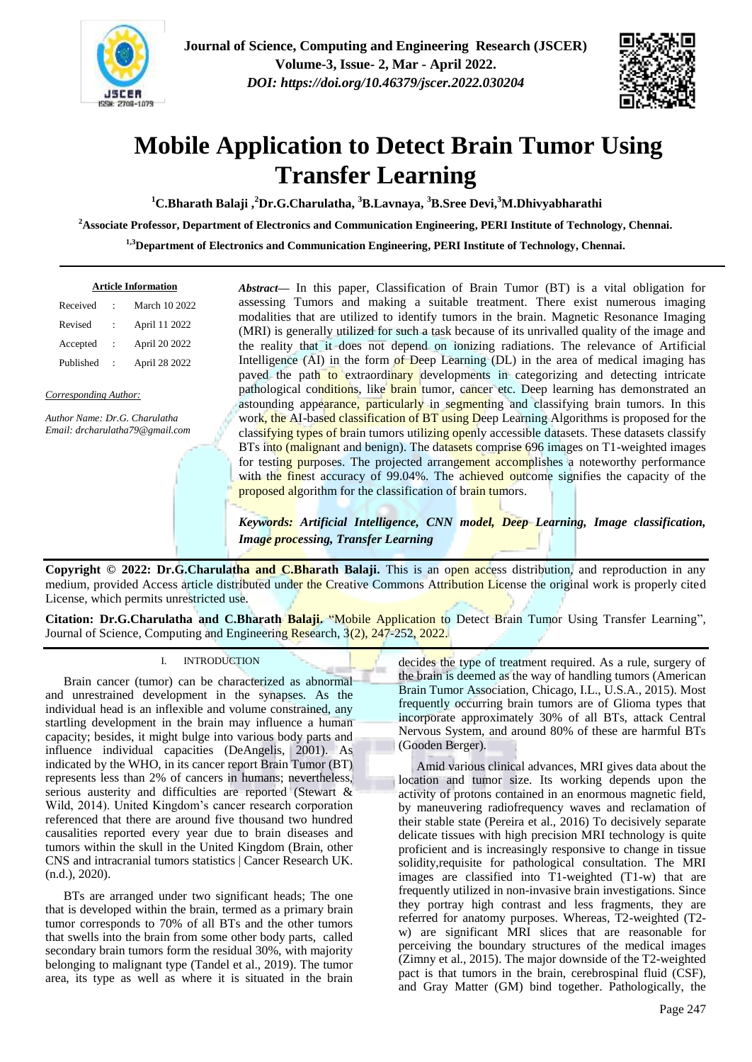# Mobile Application to Detect Brain Tumor Using Transfer Learning

**[1]C.Bharath Balaji ,[2]Dr.G.Charulatha, [3]B.Lavnaya, [3]B.Sree Devi,[3]M.Dhivyabharathi**

**[2]Associate Professor, Department of Electronics and Communication Engineering, PERI Institute of Technology, Chennai.**

**[1,3]Department of Electronics and Communication Engineering, PERI Institute of Technology, Chennai.**

**Article Information**

| | | |
|---|---|---|
| Received | : | March 10 2022 |
| Revised | : | April 11 2022 |
| Accepted | : | April 20 2022 |
| Published | : | April 28 2022 |

*Corresponding Author:*

*Author Name: Dr.G. Charulatha*
*Email: drcharulatha79@gmail.com*

***Abstract—*** In this paper, Classification of Brain Tumor (BT) is a vital obligation for assessing Tumors and making a suitable treatment. There exist numerous imaging modalities that are utilized to identify tumors in the brain. Magnetic Resonance Imaging (MRI) is generally utilized for such a task because of its unrivalled quality of the image and the reality that it does not depend on ionizing radiations. The relevance of Artificial Intelligence (AI) in the form of Deep Learning (DL) in the area of medical imaging has paved the path to extraordinary developments in categorizing and detecting intricate pathological conditions, like brain tumor, cancer etc. Deep learning has demonstrated an astounding appearance, particularly in segmenting and classifying brain tumors. In this work, the AI-based classification of BT using Deep Learning Algorithms is proposed for the classifying types of brain tumors utilizing openly accessible datasets. These datasets classify BTs into (malignant and benign). The datasets comprise 696 images on T1-weighted images for testing purposes. The projected arrangement accomplishes a noteworthy performance with the finest accuracy of 99.04%. The achieved outcome signifies the capacity of the proposed algorithm for the classification of brain tumors.

***Keywords: Artificial Intelligence, CNN model, Deep Learning, Image classification, Image processing, Transfer Learning***

**Copyright © 2022: Dr.G.Charulatha and C.Bharath Balaji.** This is an open access distribution, and reproduction in any medium, provided Access article distributed under the Creative Commons Attribution License the original work is properly cited License, which permits unrestricted use.

**Citation: Dr.G.Charulatha and C.Bharath Balaji.** "Mobile Application to Detect Brain Tumor Using Transfer Learning", Journal of Science, Computing and Engineering Research, 3(2), 247-252, 2022.

## I. INTRODUCTION

Brain cancer (tumor) can be characterized as abnormal and unrestrained development in the synapses. As the individual head is an inflexible and volume constrained, any startling development in the brain may influence a human capacity; besides, it might bulge into various body parts and influence individual capacities (DeAngelis, 2001). As indicated by the WHO, in its cancer report Brain Tumor (BT) represents less than 2% of cancers in humans; nevertheless, serious austerity and difficulties are reported (Stewart & Wild, 2014). United Kingdom's cancer research corporation referenced that there are around five thousand two hundred causalities reported every year due to brain diseases and tumors within the skull in the United Kingdom (Brain, other CNS and intracranial tumors statistics | Cancer Research UK. (n.d.), 2020).

BTs are arranged under two significant heads; The one that is developed within the brain, termed as a primary brain tumor corresponds to 70% of all BTs and the other tumors that swells into the brain from some other body parts, called secondary brain tumors form the residual 30%, with majority belonging to malignant type (Tandel et al., 2019). The tumor area, its type as well as where it is situated in the brain decides the type of treatment required. As a rule, surgery of the brain is deemed as the way of handling tumors (American Brain Tumor Association, Chicago, I.L., U.S.A., 2015). Most frequently occurring brain tumors are of Glioma types that incorporate approximately 30% of all BTs, attack Central Nervous System, and around 80% of these are harmful BTs (Gooden Berger).

Amid various clinical advances, MRI gives data about the location and tumor size. Its working depends upon the activity of protons contained in an enormous magnetic field, by maneuvering radiofrequency waves and reclamation of their stable state (Pereira et al., 2016) To decisively separate delicate tissues with high precision MRI technology is quite proficient and is increasingly responsive to change in tissue solidity,requisite for pathological consultation. The MRI images are classified into T1-weighted (T1-w) that are frequently utilized in non-invasive brain investigations. Since they portray high contrast and less fragments, they are referred for anatomy purposes. Whereas, T2-weighted (T2-w) are significant MRI slices that are reasonable for perceiving the boundary structures of the medical images (Zimny et al., 2015). The major downside of the T2-weighted pact is that tumors in the brain, cerebrospinal fluid (CSF), and Gray Matter (GM) bind together. Pathologically, the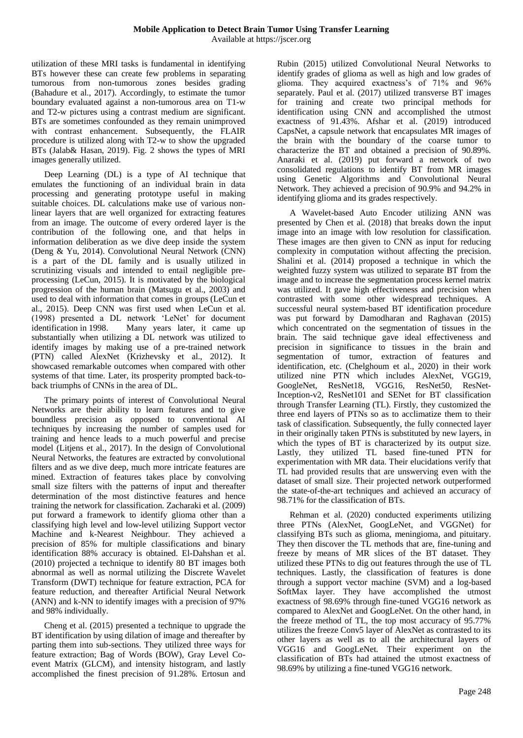utilization of these MRI tasks is fundamental in identifying BTs however these can create few problems in separating tumorous from non-tumorous zones besides grading (Bahadure et al., 2017). Accordingly, to estimate the tumor boundary evaluated against a non-tumorous area on T1-w and T2-w pictures using a contrast medium are significant. BTs are sometimes confounded as they remain unimproved with contrast enhancement. Subsequently, the FLAIR procedure is utilized along with T2-w to show the upgraded BTs (Jalab& Hasan, 2019). Fig. 2 shows the types of MRI images generally utilized.

Deep Learning (DL) is a type of AI technique that emulates the functioning of an individual brain in data processing and generating prototype useful in making suitable choices. DL calculations make use of various non-linear layers that are well organized for extracting features from an image. The outcome of every ordered layer is the contribution of the following one, and that helps in information deliberation as we dive deep inside the system (Deng & Yu, 2014). Convolutional Neural Network (CNN) is a part of the DL family and is usually utilized in scrutinizing visuals and intended to entail negligible pre-processing (LeCun, 2015). It is motivated by the biological progression of the human brain (Matsugu et al., 2003) and used to deal with information that comes in groups (LeCun et al., 2015). Deep CNN was first used when LeCun et al. (1998) presented a DL network 'LeNet' for document identification in 1998. Many years later, it came up substantially when utilizing a DL network was utilized to identify images by making use of a pre-trained network (PTN) called AlexNet (Krizhevsky et al., 2012). It showcased remarkable outcomes when compared with other systems of that time. Later, its prosperity prompted back-to-back triumphs of CNNs in the area of DL.

The primary points of interest of Convolutional Neural Networks are their ability to learn features and to give boundless precision as opposed to conventional AI techniques by increasing the number of samples used for training and hence leads to a much powerful and precise model (Litjens et al., 2017). In the design of Convolutional Neural Networks, the features are extracted by convolutional filters and as we dive deep, much more intricate features are mined. Extraction of features takes place by convolving small size filters with the patterns of input and thereafter determination of the most distinctive features and hence training the network for classification. Zacharaki et al. (2009) put forward a framework to identify glioma other than a classifying high level and low-level utilizing Support vector Machine and k-Nearest Neighbour. They achieved a precision of 85% for multiple classifications and binary identification 88% accuracy is obtained. El-Dahshan et al. (2010) projected a technique to identify 80 BT images both abnormal as well as normal utilizing the Discrete Wavelet Transform (DWT) technique for feature extraction, PCA for feature reduction, and thereafter Artificial Neural Network (ANN) and k-NN to identify images with a precision of 97% and 98% individually.

Cheng et al. (2015) presented a technique to upgrade the BT identification by using dilation of image and thereafter by parting them into sub-sections. They utilized three ways for feature extraction; Bag of Words (BOW), Gray Level Co-event Matrix (GLCM), and intensity histogram, and lastly accomplished the finest precision of 91.28%. Ertosun and Rubin (2015) utilized Convolutional Neural Networks to identify grades of glioma as well as high and low grades of glioma. They acquired exactness's of 71% and 96% separately. Paul et al. (2017) utilized transverse BT images for training and create two principal methods for identification using CNN and accomplished the utmost exactness of 91.43%. Afshar et al. (2019) introduced CapsNet, a capsule network that encapsulates MR images of the brain with the boundary of the coarse tumor to characterize the BT and obtained a precision of 90.89%. Anaraki et al. (2019) put forward a network of two consolidated regulations to identify BT from MR images using Genetic Algorithms and Convolutional Neural Network. They achieved a precision of 90.9% and 94.2% in identifying glioma and its grades respectively.

A Wavelet-based Auto Encoder utilizing ANN was presented by Chen et al. (2018) that breaks down the input image into an image with low resolution for classification. These images are then given to CNN as input for reducing complexity in computation without affecting the precision. Shalini et al. (2014) proposed a technique in which the weighted fuzzy system was utilized to separate BT from the image and to increase the segmentation process kernel matrix was utilized. It gave high effectiveness and precision when contrasted with some other widespread techniques. A successful neural system-based BT identification procedure was put forward by Damodharan and Raghavan (2015) which concentrated on the segmentation of tissues in the brain. The said technique gave ideal effectiveness and precision in significance to tissues in the brain and segmentation of tumor, extraction of features and identification, etc. (Chelghoum et al., 2020) in their work utilized nine PTN which includes AlexNet, VGG19, GoogleNet, ResNet18, VGG16, ResNet50, ResNet-Inception-v2, ResNet101 and SENet for BT classification through Transfer Learning (TL). Firstly, they customized the three end layers of PTNs so as to acclimatize them to their task of classification. Subsequently, the fully connected layer in their originally taken PTNs is substituted by new layers, in which the types of BT is characterized by its output size. Lastly, they utilized TL based fine-tuned PTN for experimentation with MR data. Their elucidations verify that TL had provided results that are unswerving even with the dataset of small size. Their projected network outperformed the state-of-the-art techniques and achieved an accuracy of 98.71% for the classification of BTs.

Rehman et al. (2020) conducted experiments utilizing three PTNs (AlexNet, GoogLeNet, and VGGNet) for classifying BTs such as glioma, meningioma, and pituitary. They then discover the TL methods that are, fine-tuning and freeze by means of MR slices of the BT dataset. They utilized these PTNs to dig out features through the use of TL techniques. Lastly, the classification of features is done through a support vector machine (SVM) and a log-based SoftMax layer. They have accomplished the utmost exactness of 98.69% through fine-tuned VGG16 network as compared to AlexNet and GoogLeNet. On the other hand, in the freeze method of TL, the top most accuracy of 95.77% utilizes the freeze Conv5 layer of AlexNet as contrasted to its other layers as well as to all the architectural layers of VGG16 and GoogLeNet. Their experiment on the classification of BTs had attained the utmost exactness of 98.69% by utilizing a fine-tuned VGG16 network.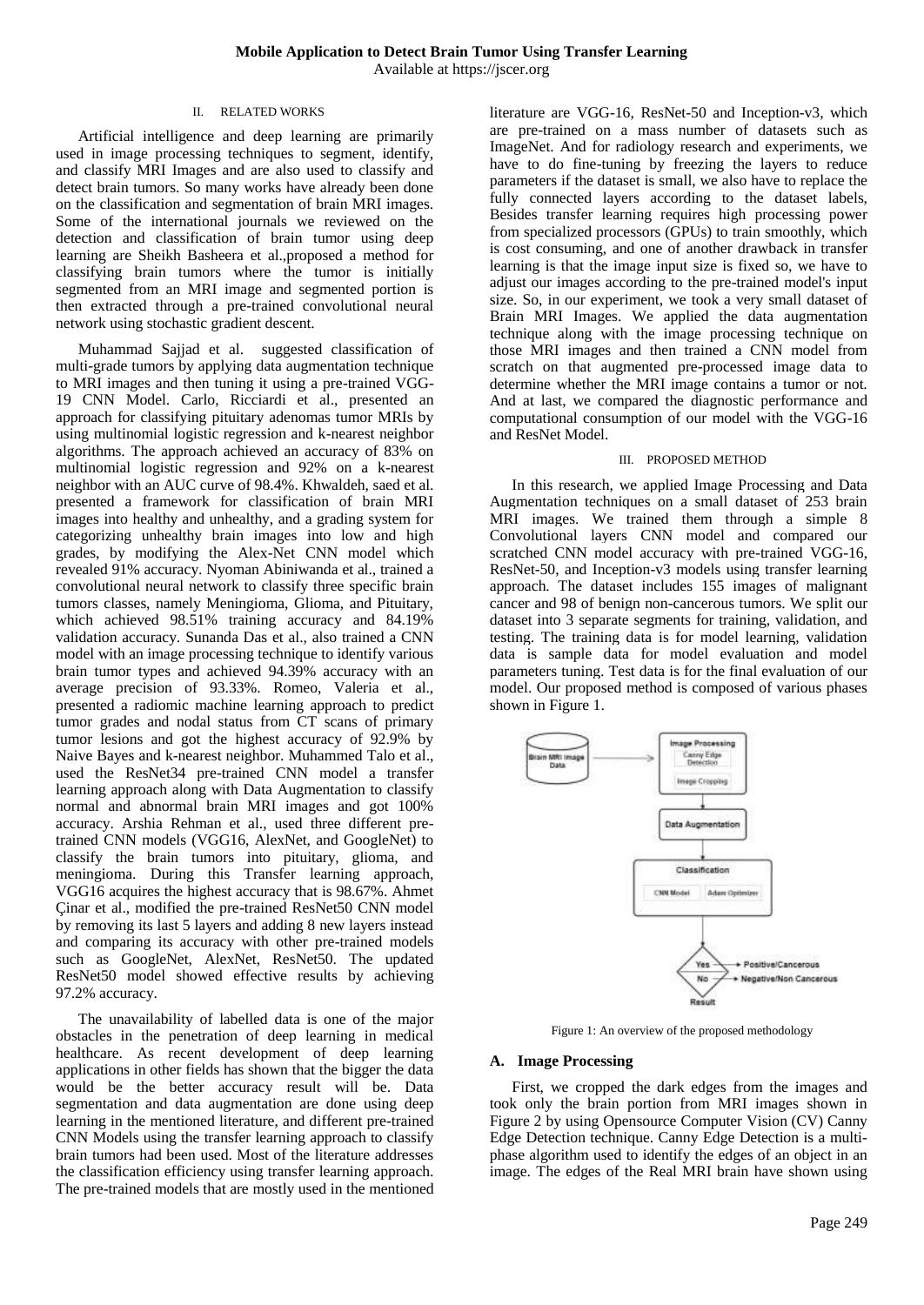## II. RELATED WORKS

Artificial intelligence and deep learning are primarily used in image processing techniques to segment, identify, and classify MRI Images and are also used to classify and detect brain tumors. So many works have already been done on the classification and segmentation of brain MRI images. Some of the international journals we reviewed on the detection and classification of brain tumor using deep learning are Sheikh Basheera et al.,proposed a method for classifying brain tumors where the tumor is initially segmented from an MRI image and segmented portion is then extracted through a pre-trained convolutional neural network using stochastic gradient descent.

Muhammad Sajjad et al. suggested classification of multi-grade tumors by applying data augmentation technique to MRI images and then tuning it using a pre-trained VGG-19 CNN Model. Carlo, Ricciardi et al., presented an approach for classifying pituitary adenomas tumor MRIs by using multinomial logistic regression and k-nearest neighbor algorithms. The approach achieved an accuracy of 83% on multinomial logistic regression and 92% on a k-nearest neighbor with an AUC curve of 98.4%. Khwaldeh, saed et al. presented a framework for classification of brain MRI images into healthy and unhealthy, and a grading system for categorizing unhealthy brain images into low and high grades, by modifying the Alex-Net CNN model which revealed 91% accuracy. Nyoman Abiniwanda et al., trained a convolutional neural network to classify three specific brain tumors classes, namely Meningioma, Glioma, and Pituitary, which achieved 98.51% training accuracy and 84.19% validation accuracy. Sunanda Das et al., also trained a CNN model with an image processing technique to identify various brain tumor types and achieved 94.39% accuracy with an average precision of 93.33%. Romeo, Valeria et al., presented a radiomic machine learning approach to predict tumor grades and nodal status from CT scans of primary tumor lesions and got the highest accuracy of 92.9% by Naive Bayes and k-nearest neighbor. Muhammed Talo et al., used the ResNet34 pre-trained CNN model a transfer learning approach along with Data Augmentation to classify normal and abnormal brain MRI images and got 100% accuracy. Arshia Rehman et al., used three different pre-trained CNN models (VGG16, AlexNet, and GoogleNet) to classify the brain tumors into pituitary, glioma, and meningioma. During this Transfer learning approach, VGG16 acquires the highest accuracy that is 98.67%. Ahmet Çinar et al., modified the pre-trained ResNet50 CNN model by removing its last 5 layers and adding 8 new layers instead and comparing its accuracy with other pre-trained models such as GoogleNet, AlexNet, ResNet50. The updated ResNet50 model showed effective results by achieving 97.2% accuracy.

The unavailability of labelled data is one of the major obstacles in the penetration of deep learning in medical healthcare. As recent development of deep learning applications in other fields has shown that the bigger the data would be the better accuracy result will be. Data segmentation and data augmentation are done using deep learning in the mentioned literature, and different pre-trained CNN Models using the transfer learning approach to classify brain tumors had been used. Most of the literature addresses the classification efficiency using transfer learning approach. The pre-trained models that are mostly used in the mentioned literature are VGG-16, ResNet-50 and Inception-v3, which are pre-trained on a mass number of datasets such as ImageNet. And for radiology research and experiments, we have to do fine-tuning by freezing the layers to reduce parameters if the dataset is small, we also have to replace the fully connected layers according to the dataset labels, Besides transfer learning requires high processing power from specialized processors (GPUs) to train smoothly, which is cost consuming, and one of another drawback in transfer learning is that the image input size is fixed so, we have to adjust our images according to the pre-trained model's input size. So, in our experiment, we took a very small dataset of Brain MRI Images. We applied the data augmentation technique along with the image processing technique on those MRI images and then trained a CNN model from scratch on that augmented pre-processed image data to determine whether the MRI image contains a tumor or not. And at last, we compared the diagnostic performance and computational consumption of our model with the VGG-16 and ResNet Model.

## III. PROPOSED METHOD

In this research, we applied Image Processing and Data Augmentation techniques on a small dataset of 253 brain MRI images. We trained them through a simple 8 Convolutional layers CNN model and compared our scratched CNN model accuracy with pre-trained VGG-16, ResNet-50, and Inception-v3 models using transfer learning approach. The dataset includes 155 images of malignant cancer and 98 of benign non-cancerous tumors. We split our dataset into 3 separate segments for training, validation, and testing. The training data is for model learning, validation data is sample data for model evaluation and model parameters tuning. Test data is for the final evaluation of our model. Our proposed method is composed of various phases shown in Figure 1.

Figure 1: An overview of the proposed methodology

### A. Image Processing

First, we cropped the dark edges from the images and took only the brain portion from MRI images shown in Figure 2 by using Opensource Computer Vision (CV) Canny Edge Detection technique. Canny Edge Detection is a multi-phase algorithm used to identify the edges of an object in an image. The edges of the Real MRI brain have shown using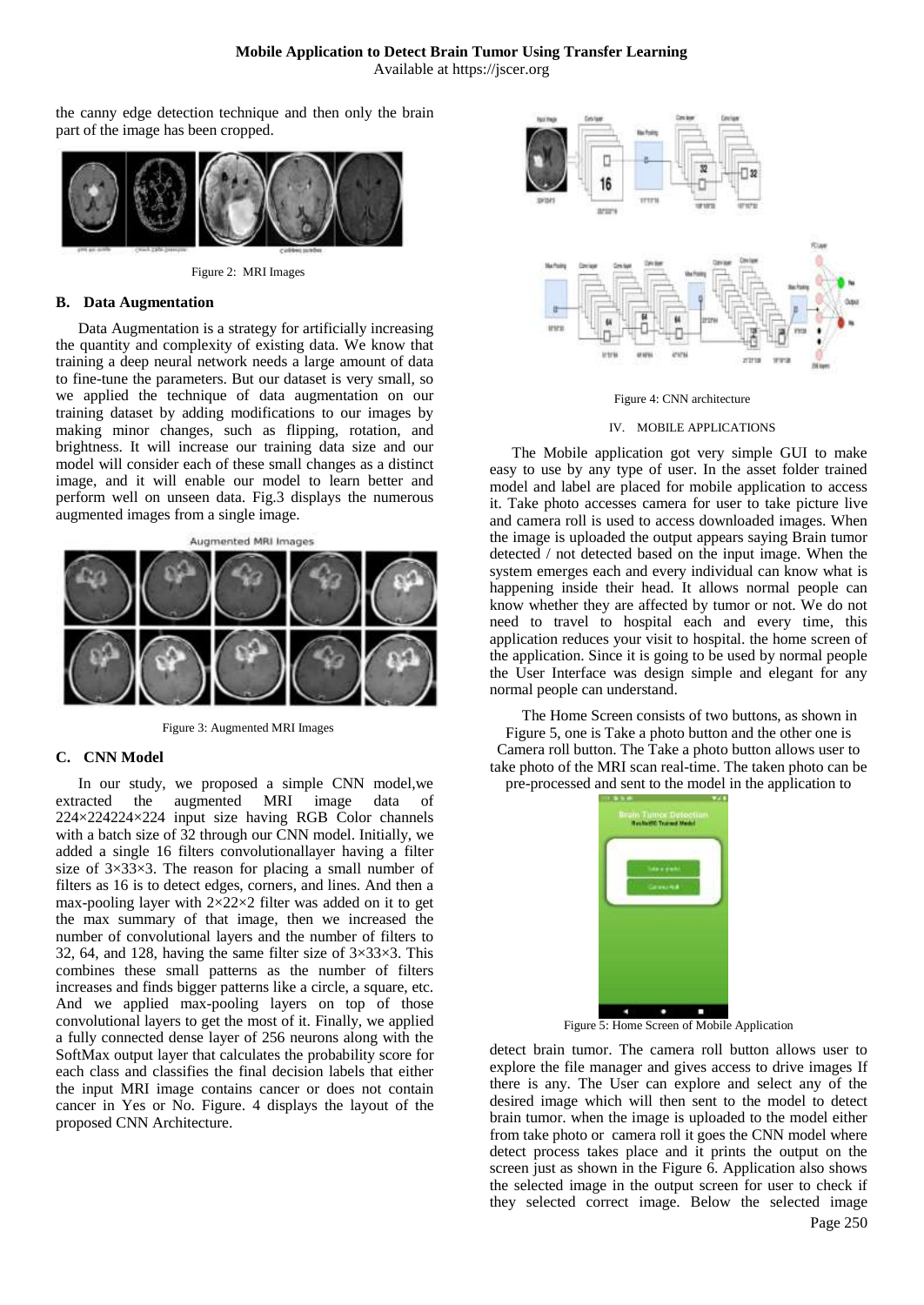the canny edge detection technique and then only the brain part of the image has been cropped.

Figure 2: MRI Images

### B. Data Augmentation

Data Augmentation is a strategy for artificially increasing the quantity and complexity of existing data. We know that training a deep neural network needs a large amount of data to fine-tune the parameters. But our dataset is very small, so we applied the technique of data augmentation on our training dataset by adding modifications to our images by making minor changes, such as flipping, rotation, and brightness. It will increase our training data size and our model will consider each of these small changes as a distinct image, and it will enable our model to learn better and perform well on unseen data. Fig.3 displays the numerous augmented images from a single image.

Figure 3: Augmented MRI Images

### C. CNN Model

In our study, we proposed a simple CNN model,we extracted the augmented MRI image data of 224×224224×224 input size having RGB Color channels with a batch size of 32 through our CNN model. Initially, we added a single 16 filters convolutionallayer having a filter size of 3×33×3. The reason for placing a small number of filters as 16 is to detect edges, corners, and lines. And then a max-pooling layer with 2×22×2 filter was added on it to get the max summary of that image, then we increased the number of convolutional layers and the number of filters to 32, 64, and 128, having the same filter size of 3×33×3. This combines these small patterns as the number of filters increases and finds bigger patterns like a circle, a square, etc. And we applied max-pooling layers on top of those convolutional layers to get the most of it. Finally, we applied a fully connected dense layer of 256 neurons along with the SoftMax output layer that calculates the probability score for each class and classifies the final decision labels that either the input MRI image contains cancer or does not contain cancer in Yes or No. Figure. 4 displays the layout of the proposed CNN Architecture.

Figure 4: CNN architecture

## IV. MOBILE APPLICATIONS

The Mobile application got very simple GUI to make easy to use by any type of user. In the asset folder trained model and label are placed for mobile application to access it. Take photo accesses camera for user to take picture live and camera roll is used to access downloaded images. When the image is uploaded the output appears saying Brain tumor detected / not detected based on the input image. When the system emerges each and every individual can know what is happening inside their head. It allows normal people can know whether they are affected by tumor or not. We do not need to travel to hospital each and every time, this application reduces your visit to hospital. the home screen of the application. Since it is going to be used by normal people the User Interface was design simple and elegant for any normal people can understand.

The Home Screen consists of two buttons, as shown in Figure 5, one is Take a photo button and the other one is Camera roll button. The Take a photo button allows user to take photo of the MRI scan real-time. The taken photo can be pre-processed and sent to the model in the application to

Figure 5: Home Screen of Mobile Application

detect brain tumor. The camera roll button allows user to explore the file manager and gives access to drive images If there is any. The User can explore and select any of the desired image which will then sent to the model to detect brain tumor. when the image is uploaded to the model either from take photo or camera roll it goes the CNN model where detect process takes place and it prints the output on the screen just as shown in the Figure 6. Application also shows the selected image in the output screen for user to check if they selected correct image. Below the selected image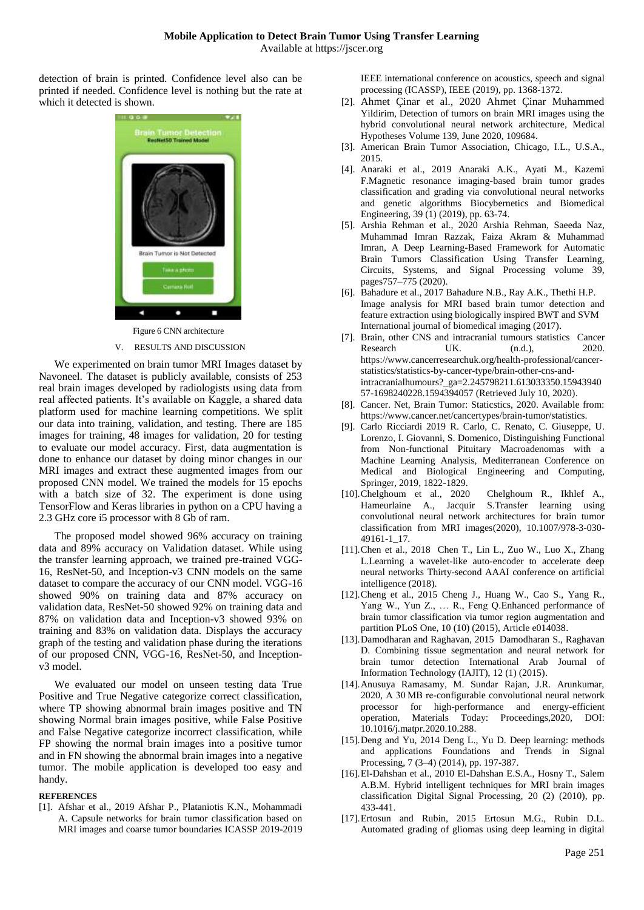detection of brain is printed. Confidence level also can be printed if needed. Confidence level is nothing but the rate at which it detected is shown.

Figure 6 CNN architecture

## V. RESULTS AND DISCUSSION

We experimented on brain tumor MRI Images dataset by Navoneel. The dataset is publicly available, consists of 253 real brain images developed by radiologists using data from real affected patients. It's available on Kaggle, a shared data platform used for machine learning competitions. We split our data into training, validation, and testing. There are 185 images for training, 48 images for validation, 20 for testing to evaluate our model accuracy. First, data augmentation is done to enhance our dataset by doing minor changes in our MRI images and extract these augmented images from our proposed CNN model. We trained the models for 15 epochs with a batch size of 32. The experiment is done using TensorFlow and Keras libraries in python on a CPU having a 2.3 GHz core i5 processor with 8 Gb of ram.

The proposed model showed 96% accuracy on training data and 89% accuracy on Validation dataset. While using the transfer learning approach, we trained pre-trained VGG-16, ResNet-50, and Inception-v3 CNN models on the same dataset to compare the accuracy of our CNN model. VGG-16 showed 90% on training data and 87% accuracy on validation data, ResNet-50 showed 92% on training data and 87% on validation data and Inception-v3 showed 93% on training and 83% on validation data. Displays the accuracy graph of the testing and validation phase during the iterations of our proposed CNN, VGG-16, ResNet-50, and Inception-v3 model.

We evaluated our model on unseen testing data True Positive and True Negative categorize correct classification, where TP showing abnormal brain images positive and TN showing Normal brain images positive, while False Positive and False Negative categorize incorrect classification, while FP showing the normal brain images into a positive tumor and in FN showing the abnormal brain images into a negative tumor. The mobile application is developed too easy and handy.

## REFERENCES

[1]. Afshar et al., 2019 Afshar P., Plataniotis K.N., Mohammadi A. Capsule networks for brain tumor classification based on MRI images and coarse tumor boundaries ICASSP 2019-2019 IEEE international conference on acoustics, speech and signal processing (ICASSP), IEEE (2019), pp. 1368-1372.

[2]. Ahmet Çinar et al., 2020 Ahmet Çinar Muhammed Yildirim, Detection of tumors on brain MRI images using the hybrid convolutional neural network architecture, Medical Hypotheses Volume 139, June 2020, 109684.

[3]. American Brain Tumor Association, Chicago, I.L., U.S.A., 2015.

[4]. Anaraki et al., 2019 Anaraki A.K., Ayati M., Kazemi F.Magnetic resonance imaging-based brain tumor grades classification and grading via convolutional neural networks and genetic algorithms Biocybernetics and Biomedical Engineering, 39 (1) (2019), pp. 63-74.

[5]. Arshia Rehman et al., 2020 Arshia Rehman, Saeeda Naz, Muhammad Imran Razzak, Faiza Akram & Muhammad Imran, A Deep Learning-Based Framework for Automatic Brain Tumors Classification Using Transfer Learning, Circuits, Systems, and Signal Processing volume 39, pages757–775 (2020).

[6]. Bahadure et al., 2017 Bahadure N.B., Ray A.K., Thethi H.P. Image analysis for MRI based brain tumor detection and feature extraction using biologically inspired BWT and SVM International journal of biomedical imaging (2017).

[7]. Brain, other CNS and intracranial tumours statistics Cancer Research UK. (n.d.), 2020. https://www.cancerresearchuk.org/health-professional/cancer-statistics/statistics-by-cancer-type/brain-other-cns-and-intracranialhumours?_ga=2.245798211.613033350.15943940 57-1698240228.1594394057 (Retrieved July 10, 2020).

[8]. Cancer. Net, Brain Tumor: Staticstics, 2020. Available from: https://www.cancer.net/cancertypes/brain-tumor/statistics.

[9]. Carlo Ricciardi 2019 R. Carlo, C. Renato, C. Giuseppe, U. Lorenzo, I. Giovanni, S. Domenico, Distinguishing Functional from Non-functional Pituitary Macroadenomas with a Machine Learning Analysis, Mediterranean Conference on Medical and Biological Engineering and Computing, Springer, 2019, 1822-1829.

[10]. Chelghoum et al., 2020 Chelghoum R., Ikhlef A., Hameurlaine A., Jacquir S.Transfer learning using convolutional neural network architectures for brain tumor classification from MRI images(2020), 10.1007/978-3-030-49161-1_17.

[11]. Chen et al., 2018 Chen T., Lin L., Zuo W., Luo X., Zhang L.Learning a wavelet-like auto-encoder to accelerate deep neural networks Thirty-second AAAI conference on artificial intelligence (2018).

[12]. Cheng et al., 2015 Cheng J., Huang W., Cao S., Yang R., Yang W., Yun Z., … R., Feng Q.Enhanced performance of brain tumor classification via tumor region augmentation and partition PLoS One, 10 (10) (2015), Article e014038.

[13]. Damodharan and Raghavan, 2015 Damodharan S., Raghavan D. Combining tissue segmentation and neural network for brain tumor detection International Arab Journal of Information Technology (IAJIT), 12 (1) (2015).

[14]. Anusuya Ramasamy, M. Sundar Rajan, J.R. Arunkumar, 2020, A 30 MB re-configurable convolutional neural network processor for high-performance and energy-efficient operation, Materials Today: Proceedings,2020, DOI: 10.1016/j.matpr.2020.10.288.

[15]. Deng and Yu, 2014 Deng L., Yu D. Deep learning: methods and applications Foundations and Trends in Signal Processing, 7 (3–4) (2014), pp. 197-387.

[16]. El-Dahshan et al., 2010 El-Dahshan E.S.A., Hosny T., Salem A.B.M. Hybrid intelligent techniques for MRI brain images classification Digital Signal Processing, 20 (2) (2010), pp. 433-441.

[17]. Ertosun and Rubin, 2015 Ertosun M.G., Rubin D.L. Automated grading of gliomas using deep learning in digital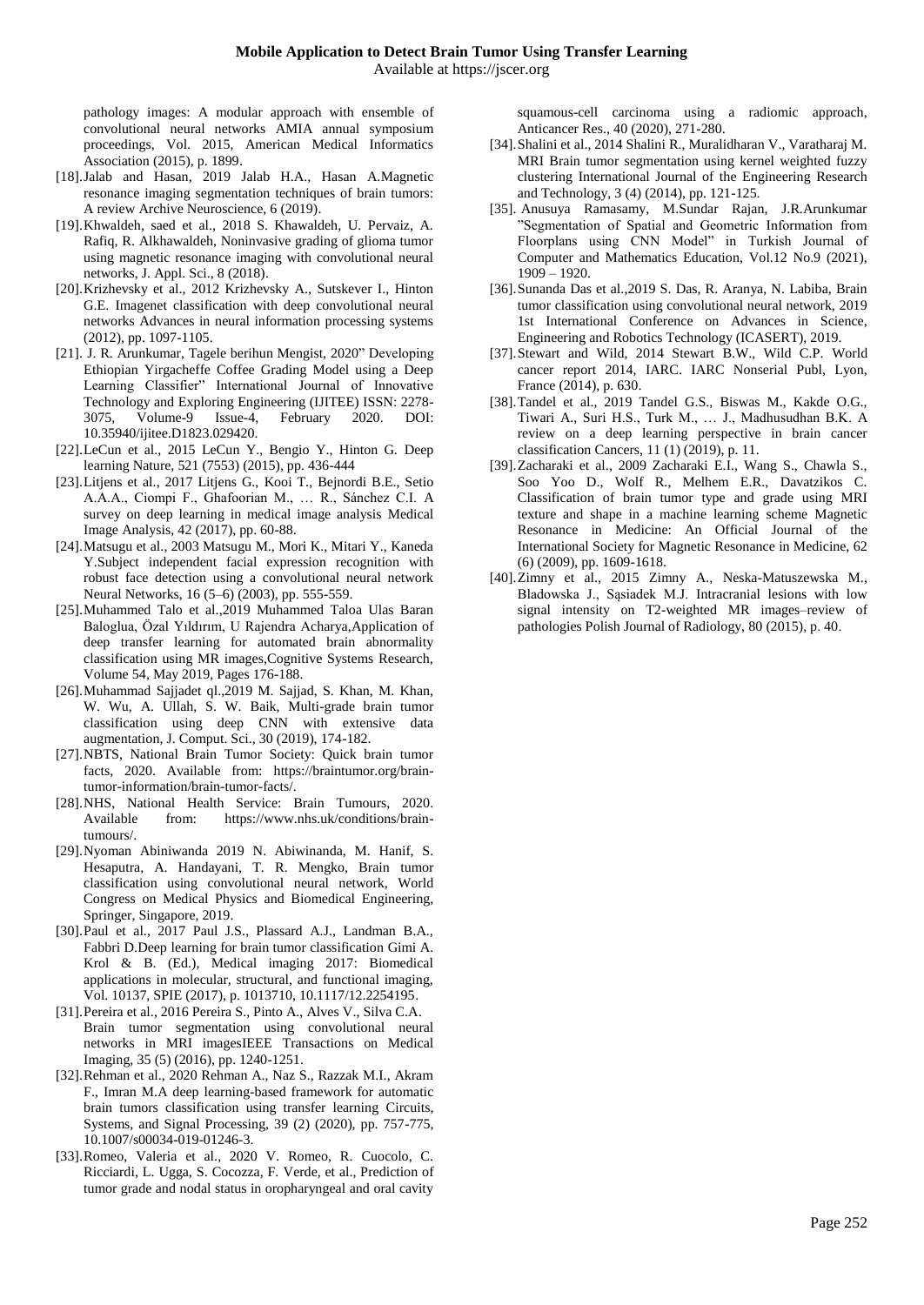pathology images: A modular approach with ensemble of convolutional neural networks AMIA annual symposium proceedings, Vol. 2015, American Medical Informatics Association (2015), p. 1899.

[18]. Jalab and Hasan, 2019 Jalab H.A., Hasan A.Magnetic resonance imaging segmentation techniques of brain tumors: A review Archive Neuroscience, 6 (2019).

[19]. Khwaldeh, saed et al., 2018 S. Khawaldeh, U. Pervaiz, A. Rafiq, R. Alkhawaldeh, Noninvasive grading of glioma tumor using magnetic resonance imaging with convolutional neural networks, J. Appl. Sci., 8 (2018).

[20]. Krizhevsky et al., 2012 Krizhevsky A., Sutskever I., Hinton G.E. Imagenet classification with deep convolutional neural networks Advances in neural information processing systems (2012), pp. 1097-1105.

[21]. J. R. Arunkumar, Tagele berihun Mengist, 2020" Developing Ethiopian Yirgacheffe Coffee Grading Model using a Deep Learning Classifier" International Journal of Innovative Technology and Exploring Engineering (IJITEE) ISSN: 2278-3075, Volume-9 Issue-4, February 2020. DOI: 10.35940/ijitee.D1823.029420.

[22]. LeCun et al., 2015 LeCun Y., Bengio Y., Hinton G. Deep learning Nature, 521 (7553) (2015), pp. 436-444

[23]. Litjens et al., 2017 Litjens G., Kooi T., Bejnordi B.E., Setio A.A.A., Ciompi F., Ghafoorian M., … R., Sánchez C.I. A survey on deep learning in medical image analysis Medical Image Analysis, 42 (2017), pp. 60-88.

[24]. Matsugu et al., 2003 Matsugu M., Mori K., Mitari Y., Kaneda Y.Subject independent facial expression recognition with robust face detection using a convolutional neural network Neural Networks, 16 (5–6) (2003), pp. 555-559.

[25]. Muhammed Talo et al.,2019 Muhammed Taloa Ulas Baran Baloglua, Özal Yıldırım, U Rajendra Acharya,Application of deep transfer learning for automated brain abnormality classification using MR images,Cognitive Systems Research, Volume 54, May 2019, Pages 176-188.

[26]. Muhammad Sajjadet ql.,2019 M. Sajjad, S. Khan, M. Khan, W. Wu, A. Ullah, S. W. Baik, Multi-grade brain tumor classification using deep CNN with extensive data augmentation, J. Comput. Sci., 30 (2019), 174-182.

[27]. NBTS, National Brain Tumor Society: Quick brain tumor facts, 2020. Available from: https://braintumor.org/brain-tumor-information/brain-tumor-facts/.

[28]. NHS, National Health Service: Brain Tumours, 2020. Available from: https://www.nhs.uk/conditions/brain-tumours/.

[29]. Nyoman Abiniwanda 2019 N. Abiwinanda, M. Hanif, S. Hesaputra, A. Handayani, T. R. Mengko, Brain tumor classification using convolutional neural network, World Congress on Medical Physics and Biomedical Engineering, Springer, Singapore, 2019.

[30]. Paul et al., 2017 Paul J.S., Plassard A.J., Landman B.A., Fabbri D.Deep learning for brain tumor classification Gimi A. Krol & B. (Ed.), Medical imaging 2017: Biomedical applications in molecular, structural, and functional imaging, Vol. 10137, SPIE (2017), p. 1013710, 10.1117/12.2254195.

[31]. Pereira et al., 2016 Pereira S., Pinto A., Alves V., Silva C.A. Brain tumor segmentation using convolutional neural networks in MRI imagesIEEE Transactions on Medical Imaging, 35 (5) (2016), pp. 1240-1251.

[32]. Rehman et al., 2020 Rehman A., Naz S., Razzak M.I., Akram F., Imran M.A deep learning-based framework for automatic brain tumors classification using transfer learning Circuits, Systems, and Signal Processing, 39 (2) (2020), pp. 757-775, 10.1007/s00034-019-01246-3.

[33]. Romeo, Valeria et al., 2020 V. Romeo, R. Cuocolo, C. Ricciardi, L. Ugga, S. Cocozza, F. Verde, et al., Prediction of tumor grade and nodal status in oropharyngeal and oral cavity squamous-cell carcinoma using a radiomic approach, Anticancer Res., 40 (2020), 271-280.

[34]. Shalini et al., 2014 Shalini R., Muralidharan V., Varatharaj M. MRI Brain tumor segmentation using kernel weighted fuzzy clustering International Journal of the Engineering Research and Technology, 3 (4) (2014), pp. 121-125.

[35]. Anusuya Ramasamy, M.Sundar Rajan, J.R.Arunkumar "Segmentation of Spatial and Geometric Information from Floorplans using CNN Model" in Turkish Journal of Computer and Mathematics Education, Vol.12 No.9 (2021), 1909 – 1920.

[36]. Sunanda Das et al.,2019 S. Das, R. Aranya, N. Labiba, Brain tumor classification using convolutional neural network, 2019 1st International Conference on Advances in Science, Engineering and Robotics Technology (ICASERT), 2019.

[37]. Stewart and Wild, 2014 Stewart B.W., Wild C.P. World cancer report 2014, IARC. IARC Nonserial Publ, Lyon, France (2014), p. 630.

[38]. Tandel et al., 2019 Tandel G.S., Biswas M., Kakde O.G., Tiwari A., Suri H.S., Turk M., … J., Madhusudhan B.K. A review on a deep learning perspective in brain cancer classification Cancers, 11 (1) (2019), p. 11.

[39]. Zacharaki et al., 2009 Zacharaki E.I., Wang S., Chawla S., Soo Yoo D., Wolf R., Melhem E.R., Davatzikos C. Classification of brain tumor type and grade using MRI texture and shape in a machine learning scheme Magnetic Resonance in Medicine: An Official Journal of the International Society for Magnetic Resonance in Medicine, 62 (6) (2009), pp. 1609-1618.

[40]. Zimny et al., 2015 Zimny A., Neska-Matuszewska M., Bladowska J., Sąsiadek M.J. Intracranial lesions with low signal intensity on T2-weighted MR images–review of pathologies Polish Journal of Radiology, 80 (2015), p. 40.